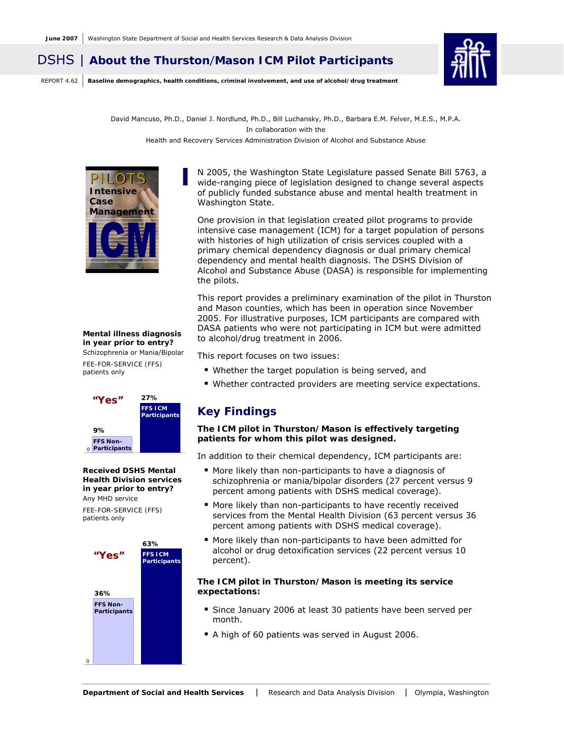June 2007 | Washington State Department of Social and Health Services Research & Data Analysis Division

# DSHS | About the Thurston/Mason ICM Pilot Participants

REPORT 4.62 | **Baseline demographics, health conditions, criminal involvement, and use of alcohol/drug treatment**

David Mancuso, Ph.D., Daniel J. Nordlund, Ph.D., Bill Luchansky, Ph.D., Barbara E.M. Felver, M.E.S., M.P.A.
In collaboration with the
Health and Recovery Services Administration Division of Alcohol and Substance Abuse

PILOTS Intensive Case Management ICM

IN 2005, the Washington State Legislature passed Senate Bill 5763, a wide-ranging piece of legislation designed to change several aspects of publicly funded substance abuse and mental health treatment in Washington State.

One provision in that legislation created pilot programs to provide intensive case management (ICM) for a target population of persons with histories of high utilization of crisis services coupled with a primary chemical dependency diagnosis or dual primary chemical dependency and mental health diagnosis. The DSHS Division of Alcohol and Substance Abuse (DASA) is responsible for implementing the pilots.

This report provides a preliminary examination of the pilot in Thurston and Mason counties, which has been in operation since November 2005. For illustrative purposes, ICM participants are compared with DASA patients who were not participating in ICM but were admitted to alcohol/drug treatment in 2006.

This report focuses on two issues:

- Whether the target population is being served, and
- Whether contracted providers are meeting service expectations.

## Key Findings

**The ICM pilot in Thurston/Mason is effectively targeting patients for whom this pilot was designed.**

In addition to their chemical dependency, ICM participants are:

- More likely than non-participants to have a diagnosis of schizophrenia or mania/bipolar disorders (27 percent versus 9 percent among patients with DSHS medical coverage).
- More likely than non-participants to have recently received services from the Mental Health Division (63 percent versus 36 percent among patients with DSHS medical coverage).
- More likely than non-participants to have been admitted for alcohol or drug detoxification services (22 percent versus 10 percent).

**The ICM pilot in Thurston/Mason is meeting its service expectations:**

- Since January 2006 at least 30 patients have been served per month.
- A high of 60 patients was served in August 2006.

**Mental illness diagnosis in year prior to entry?**
Schizophrenia or Mania/Bipolar

FEE-FOR-SERVICE (FFS) patients only

"Yes"

| Group | Percent |
|---|---|
| FFS Non-Participants | 9% |
| FFS ICM Participants | 27% |

**Received DSHS Mental Health Division services in year prior to entry?**
Any MHD service

FEE-FOR-SERVICE (FFS) patients only

"Yes"

| Group | Percent |
|---|---|
| FFS Non-Participants | 36% |
| FFS ICM Participants | 63% |

**Department of Social and Health Services** | Research and Data Analysis Division | Olympia, Washington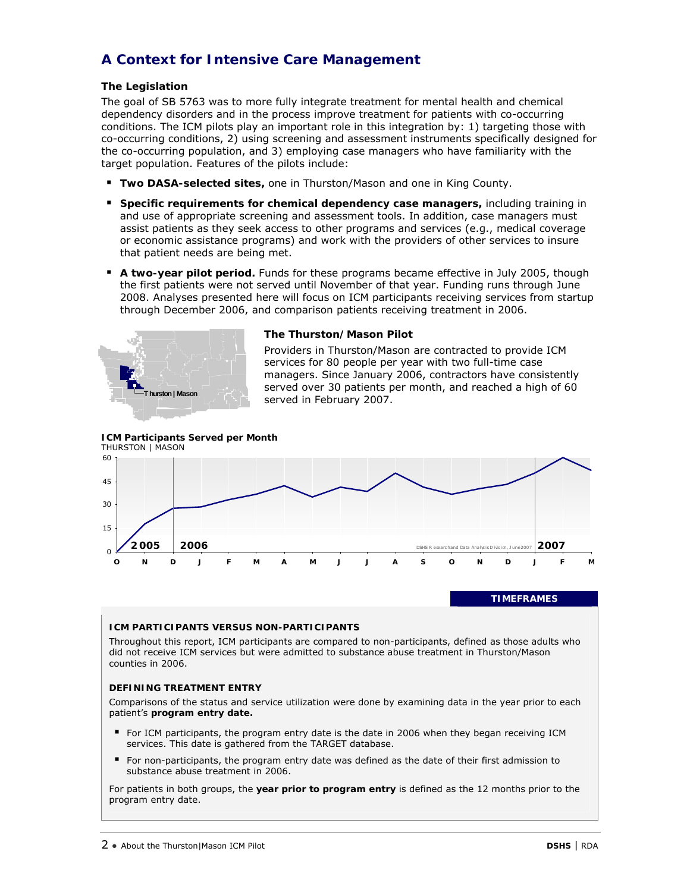# A Context for Intensive Care Management

### The Legislation

The goal of SB 5763 was to more fully integrate treatment for mental health and chemical dependency disorders and in the process improve treatment for patients with co-occurring conditions. The ICM pilots play an important role in this integration by: 1) targeting those with co-occurring conditions, 2) using screening and assessment instruments specifically designed for the co-occurring population, and 3) employing case managers who have familiarity with the target population. Features of the pilots include:

- **Two DASA-selected sites,** one in Thurston/Mason and one in King County.
- **Specific requirements for chemical dependency case managers,** including training in and use of appropriate screening and assessment tools. In addition, case managers must assist patients as they seek access to other programs and services (e.g., medical coverage or economic assistance programs) and work with the providers of other services to insure that patient needs are being met.
- **A two-year pilot period.** Funds for these programs became effective in July 2005, though the first patients were not served until November of that year. Funding runs through June 2008. Analyses presented here will focus on ICM participants receiving services from startup through December 2006, and comparison patients receiving treatment in 2006.

Thurston | Mason

### The Thurston/Mason Pilot

Providers in Thurston/Mason are contracted to provide ICM services for 80 people per year with two full-time case managers. Since January 2006, contractors have consistently served over 30 patients per month, and reached a high of 60 served in February 2007.

**ICM Participants Served per Month**
THURSTON | MASON

DSHS Research and Data Analysis Division, June 2007

## TIMEFRAMES

### ICM PARTICIPANTS VERSUS NON-PARTICIPANTS

Throughout this report, ICM participants are compared to non-participants, defined as those adults who did not receive ICM services but were admitted to substance abuse treatment in Thurston/Mason counties in 2006.

### DEFINING TREATMENT ENTRY

Comparisons of the status and service utilization were done by examining data in the year prior to each patient's **program entry date.**

- For ICM participants, the program entry date is the date in 2006 when they began receiving ICM services. This date is gathered from the TARGET database.
- For non-participants, the program entry date was defined as the date of their first admission to substance abuse treatment in 2006.

For patients in both groups, the **year prior to program entry** is defined as the 12 months prior to the program entry date.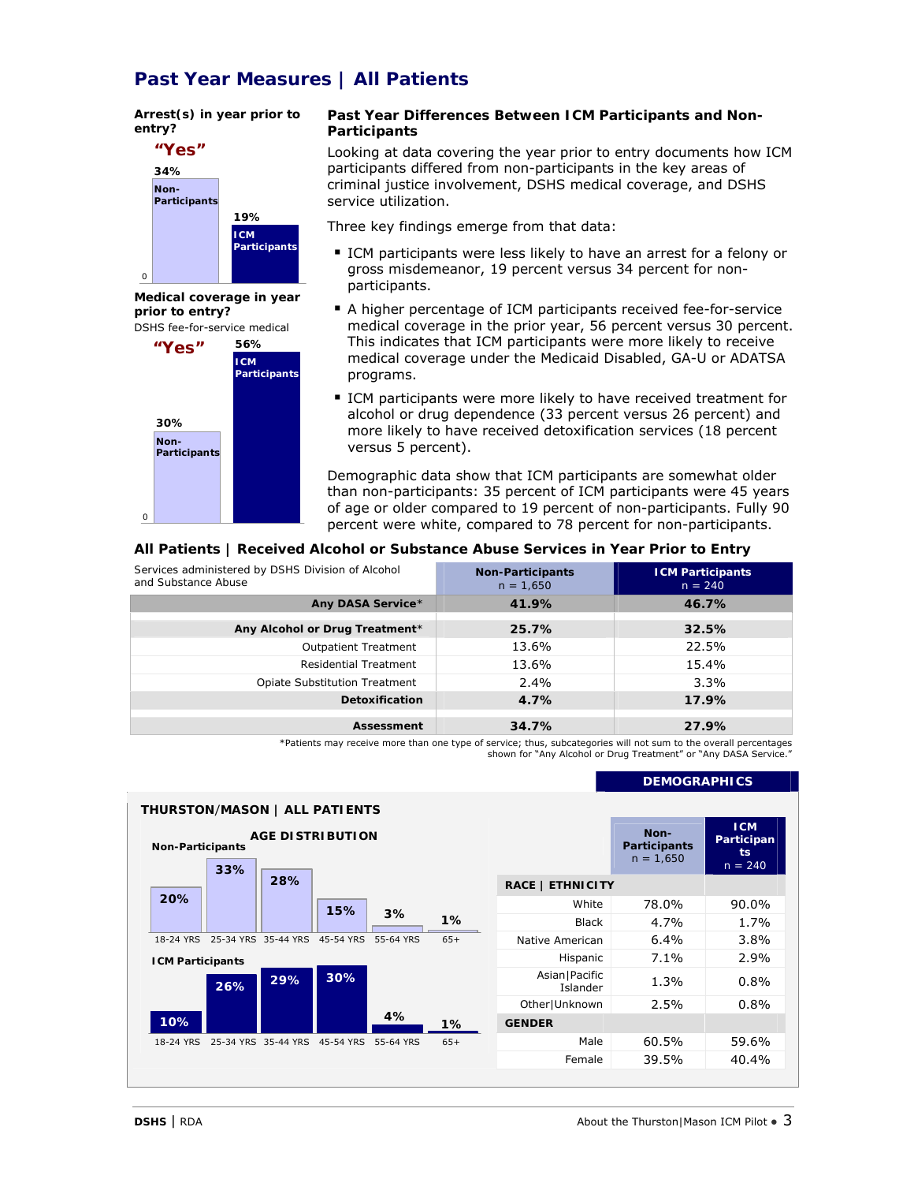# Past Year Measures | All Patients

**Arrest(s) in year prior to entry?**

"Yes"

| | Non-Participants | ICM Participants |
|---|---|---|
| Arrest(s) in year prior to entry | 34% | 19% |

**Medical coverage in year prior to entry?**

DSHS fee-for-service medical

"Yes"

| | Non-Participants | ICM Participants |
|---|---|---|
| DSHS fee-for-service medical | 30% | 56% |

## Past Year Differences Between ICM Participants and Non-Participants

Looking at data covering the year prior to entry documents how ICM participants differed from non-participants in the key areas of criminal justice involvement, DSHS medical coverage, and DSHS service utilization.

Three key findings emerge from that data:

- ICM participants were less likely to have an arrest for a felony or gross misdemeanor, 19 percent versus 34 percent for non-participants.
- A higher percentage of ICM participants received fee-for-service medical coverage in the prior year, 56 percent versus 30 percent. This indicates that ICM participants were more likely to receive medical coverage under the Medicaid Disabled, GA-U or ADATSA programs.
- ICM participants were more likely to have received treatment for alcohol or drug dependence (33 percent versus 26 percent) and more likely to have received detoxification services (18 percent versus 5 percent).

Demographic data show that ICM participants are somewhat older than non-participants: 35 percent of ICM participants were 45 years of age or older compared to 19 percent of non-participants. Fully 90 percent were white, compared to 78 percent for non-participants.

## All Patients | Received Alcohol or Substance Abuse Services in Year Prior to Entry

| Services administered by DSHS Division of Alcohol and Substance Abuse | Non-Participants n = 1,650 | ICM Participants n = 240 |
|---|---|---|
| **Any DASA Service*** | **41.9%** | **46.7%** |
| **Any Alcohol or Drug Treatment*** | **25.7%** | **32.5%** |
| Outpatient Treatment | 13.6% | 22.5% |
| Residential Treatment | 13.6% | 15.4% |
| Opiate Substitution Treatment | 2.4% | 3.3% |
| **Detoxification** | **4.7%** | **17.9%** |
| **Assessment** | **34.7%** | **27.9%** |

*Patients may receive more than one type of service; thus, subcategories will not sum to the overall percentages shown for "Any Alcohol or Drug Treatment" or "Any DASA Service."

## DEMOGRAPHICS

### THURSTON/MASON | ALL PATIENTS

**AGE DISTRIBUTION**

| | 18-24 YRS | 25-34 YRS | 35-44 YRS | 45-54 YRS | 55-64 YRS | 65+ |
|---|---|---|---|---|---|---|
| Non-Participants | 20% | 33% | 28% | 15% | 3% | 1% |
| ICM Participants | 10% | 26% | 29% | 30% | 4% | 1% |

| | Non-Participants n = 1,650 | ICM Participants n = 240 |
|---|---|---|
| **RACE \| ETHNICITY** | | |
| White | 78.0% | 90.0% |
| Black | 4.7% | 1.7% |
| Native American | 6.4% | 3.8% |
| Hispanic | 7.1% | 2.9% |
| Asian\|Pacific Islander | 1.3% | 0.8% |
| Other\|Unknown | 2.5% | 0.8% |
| **GENDER** | | |
| Male | 60.5% | 59.6% |
| Female | 39.5% | 40.4% |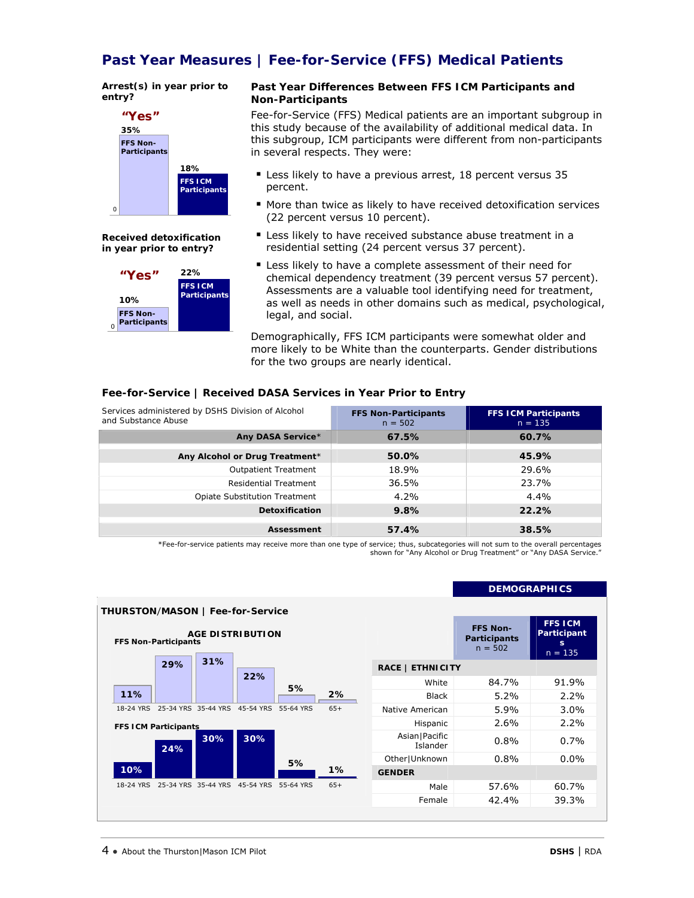# Past Year Measures | Fee-for-Service (FFS) Medical Patients

**Arrest(s) in year prior to entry?**

"Yes"

| | "Yes" |
|---|---|
| FFS Non-Participants | 35% |
| FFS ICM Participants | 18% |

**Received detoxification in year prior to entry?**

"Yes"

| | "Yes" |
|---|---|
| FFS Non-Participants | 10% |
| FFS ICM Participants | 22% |

## Past Year Differences Between FFS ICM Participants and Non-Participants

Fee-for-Service (FFS) Medical patients are an important subgroup in this study because of the availability of additional medical data. In this subgroup, ICM participants were different from non-participants in several respects. They were:

- Less likely to have a previous arrest, 18 percent versus 35 percent.
- More than twice as likely to have received detoxification services (22 percent versus 10 percent).
- Less likely to have received substance abuse treatment in a residential setting (24 percent versus 37 percent).
- Less likely to have a complete assessment of their need for chemical dependency treatment (39 percent versus 57 percent). Assessments are a valuable tool identifying need for treatment, as well as needs in other domains such as medical, psychological, legal, and social.

Demographically, FFS ICM participants were somewhat older and more likely to be White than the counterparts. Gender distributions for the two groups are nearly identical.

## Fee-for-Service | Received DASA Services in Year Prior to Entry

| Services administered by DSHS Division of Alcohol and Substance Abuse | FFS Non-Participants n = 502 | FFS ICM Participants n = 135 |
|---|---|---|
| **Any DASA Service*** | **67.5%** | **60.7%** |
| **Any Alcohol or Drug Treatment*** | **50.0%** | **45.9%** |
| Outpatient Treatment | 18.9% | 29.6% |
| Residential Treatment | 36.5% | 23.7% |
| Opiate Substitution Treatment | 4.2% | 4.4% |
| **Detoxification** | **9.8%** | **22.2%** |
| **Assessment** | **57.4%** | **38.5%** |

*Fee-for-service patients may receive more than one type of service; thus, subcategories will not sum to the overall percentages shown for "Any Alcohol or Drug Treatment" or "Any DASA Service."

## THURSTON/MASON | Fee-for-Service

### AGE DISTRIBUTION

| | 18-24 YRS | 25-34 YRS | 35-44 YRS | 45-54 YRS | 55-64 YRS | 65+ |
|---|---|---|---|---|---|---|
| FFS Non-Participants | 11% | 29% | 31% | 22% | 5% | 2% |
| FFS ICM Participants | 10% | 24% | 30% | 30% | 5% | 1% |

### DEMOGRAPHICS

| | FFS Non-Participants n = 502 | FFS ICM Participants n = 135 |
|---|---|---|
| **RACE \| ETHNICITY** | | |
| White | 84.7% | 91.9% |
| Black | 5.2% | 2.2% |
| Native American | 5.9% | 3.0% |
| Hispanic | 2.6% | 2.2% |
| Asian\|Pacific Islander | 0.8% | 0.7% |
| Other\|Unknown | 0.8% | 0.0% |
| **GENDER** | | |
| Male | 57.6% | 60.7% |
| Female | 42.4% | 39.3% |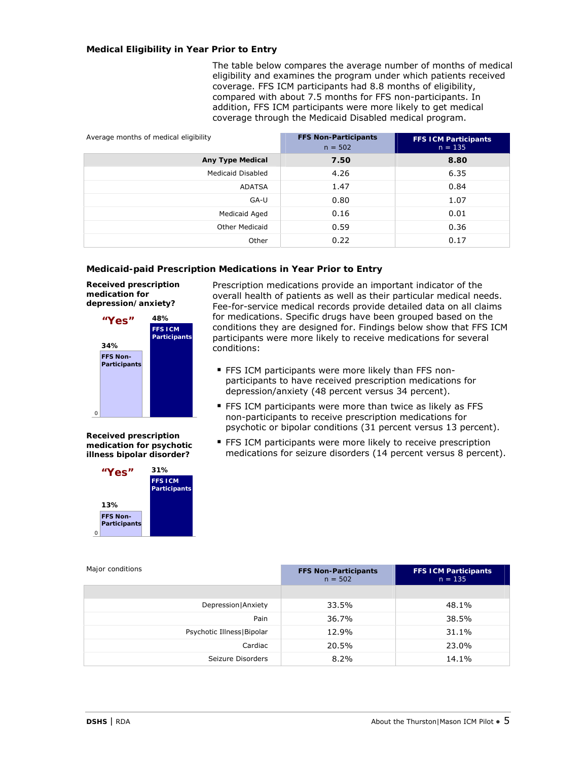### Medical Eligibility in Year Prior to Entry

The table below compares the average number of months of medical eligibility and examines the program under which patients received coverage. FFS ICM participants had 8.8 months of eligibility, compared with about 7.5 months for FFS non-participants. In addition, FFS ICM participants were more likely to get medical coverage through the Medicaid Disabled medical program.

| Average months of medical eligibility | FFS Non-Participants n = 502 | FFS ICM Participants n = 135 |
|---|---|---|
| **Any Type Medical** | **7.50** | **8.80** |
| Medicaid Disabled | 4.26 | 6.35 |
| ADATSA | 1.47 | 0.84 |
| GA-U | 0.80 | 1.07 |
| Medicaid Aged | 0.16 | 0.01 |
| Other Medicaid | 0.59 | 0.36 |
| Other | 0.22 | 0.17 |

### Medicaid-paid Prescription Medications in Year Prior to Entry

**Received prescription medication for depression/anxiety?**

"Yes"

| | FFS Non-Participants | FFS ICM Participants |
|---|---|---|
| "Yes" | 34% | 48% |

**Received prescription medication for psychotic illness bipolar disorder?**

"Yes"

| | FFS Non-Participants | FFS ICM Participants |
|---|---|---|
| "Yes" | 13% | 31% |

Prescription medications provide an important indicator of the overall health of patients as well as their particular medical needs. Fee-for-service medical records provide detailed data on all claims for medications. Specific drugs have been grouped based on the conditions they are designed for. Findings below show that FFS ICM participants were more likely to receive medications for several conditions:

- FFS ICM participants were more likely than FFS non-participants to have received prescription medications for depression/anxiety (48 percent versus 34 percent).
- FFS ICM participants were more than twice as likely as FFS non-participants to receive prescription medications for psychotic or bipolar conditions (31 percent versus 13 percent).
- FFS ICM participants were more likely to receive prescription medications for seizure disorders (14 percent versus 8 percent).

| Major conditions | FFS Non-Participants n = 502 | FFS ICM Participants n = 135 |
|---|---|---|
| Depression\|Anxiety | 33.5% | 48.1% |
| Pain | 36.7% | 38.5% |
| Psychotic Illness\|Bipolar | 12.9% | 31.1% |
| Cardiac | 20.5% | 23.0% |
| Seizure Disorders | 8.2% | 14.1% |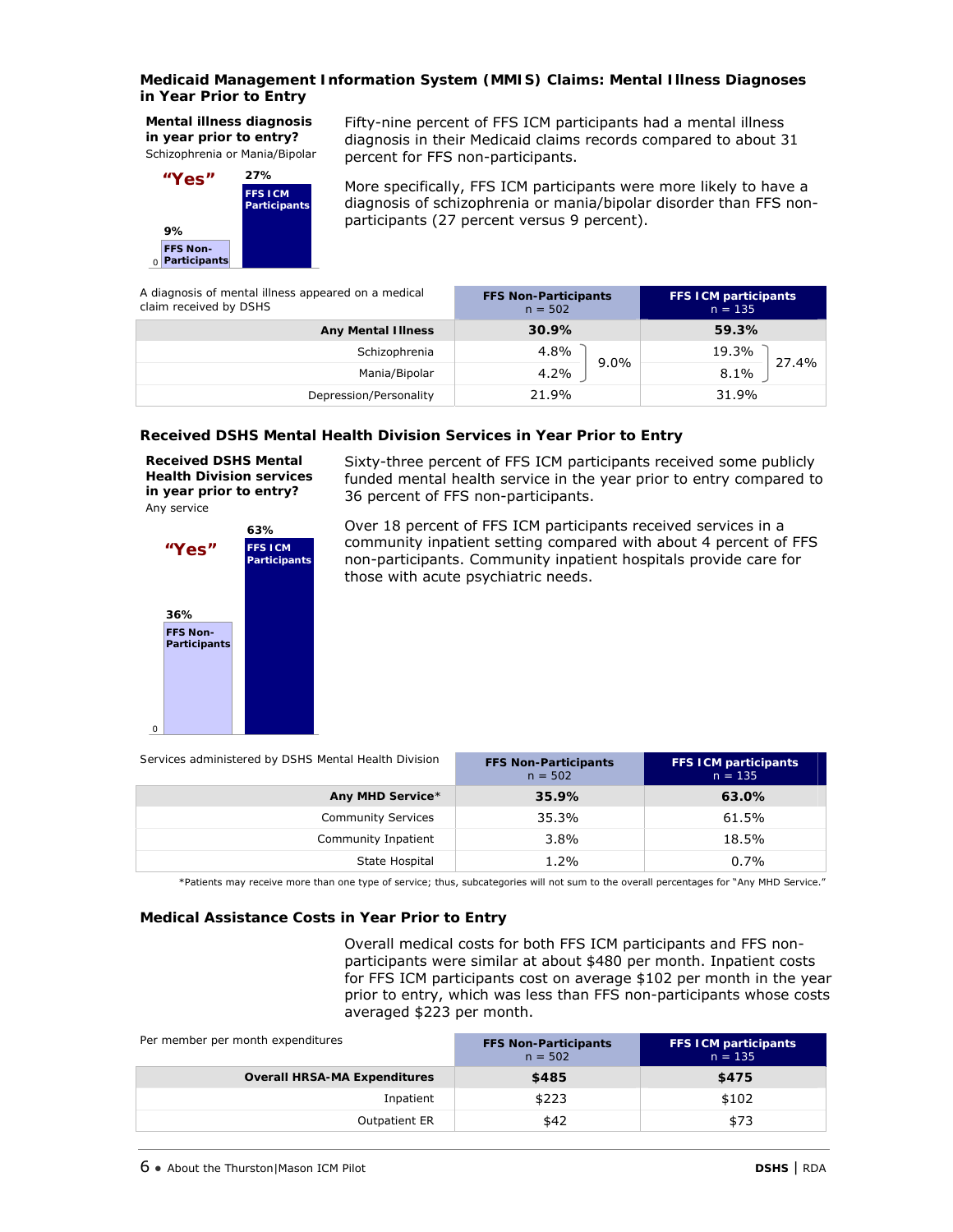### Medicaid Management Information System (MMIS) Claims: Mental Illness Diagnoses in Year Prior to Entry

**Mental illness diagnosis in year prior to entry?**
Schizophrenia or Mania/Bipolar

"Yes"

| | FFS Non-Participants | FFS ICM Participants |
|---|---|---|
| | 9% | 27% |

Fifty-nine percent of FFS ICM participants had a mental illness diagnosis in their Medicaid claims records compared to about 31 percent for FFS non-participants.

More specifically, FFS ICM participants were more likely to have a diagnosis of schizophrenia or mania/bipolar disorder than FFS non-participants (27 percent versus 9 percent).

| A diagnosis of mental illness appeared on a medical claim received by DSHS | FFS Non-Participants n = 502 | | FFS ICM participants n = 135 | |
|---|---|---|---|---|
| **Any Mental Illness** | **30.9%** | | **59.3%** | |
| Schizophrenia | 4.8% | 9.0% | 19.3% | 27.4% |
| Mania/Bipolar | 4.2% | | 8.1% | |
| Depression/Personality | 21.9% | | 31.9% | |

### Received DSHS Mental Health Division Services in Year Prior to Entry

**Received DSHS Mental Health Division services in year prior to entry?**
Any service

"Yes"

| | FFS Non-Participants | FFS ICM Participants |
|---|---|---|
| | 36% | 63% |

Sixty-three percent of FFS ICM participants received some publicly funded mental health service in the year prior to entry compared to 36 percent of FFS non-participants.

Over 18 percent of FFS ICM participants received services in a community inpatient setting compared with about 4 percent of FFS non-participants. Community inpatient hospitals provide care for those with acute psychiatric needs.

| Services administered by DSHS Mental Health Division | FFS Non-Participants n = 502 | FFS ICM participants n = 135 |
|---|---|---|
| **Any MHD Service*** | **35.9%** | **63.0%** |
| Community Services | 35.3% | 61.5% |
| Community Inpatient | 3.8% | 18.5% |
| State Hospital | 1.2% | 0.7% |

*Patients may receive more than one type of service; thus, subcategories will not sum to the overall percentages for "Any MHD Service."

### Medical Assistance Costs in Year Prior to Entry

Overall medical costs for both FFS ICM participants and FFS non-participants were similar at about $480 per month. Inpatient costs for FFS ICM participants cost on average $102 per month in the year prior to entry, which was less than FFS non-participants whose costs averaged $223 per month.

| Per member per month expenditures | FFS Non-Participants n = 502 | FFS ICM participants n = 135 |
|---|---|---|
| **Overall HRSA-MA Expenditures** | **$485** | **$475** |
| Inpatient | $223 | $102 |
| Outpatient ER | $42 | $73 |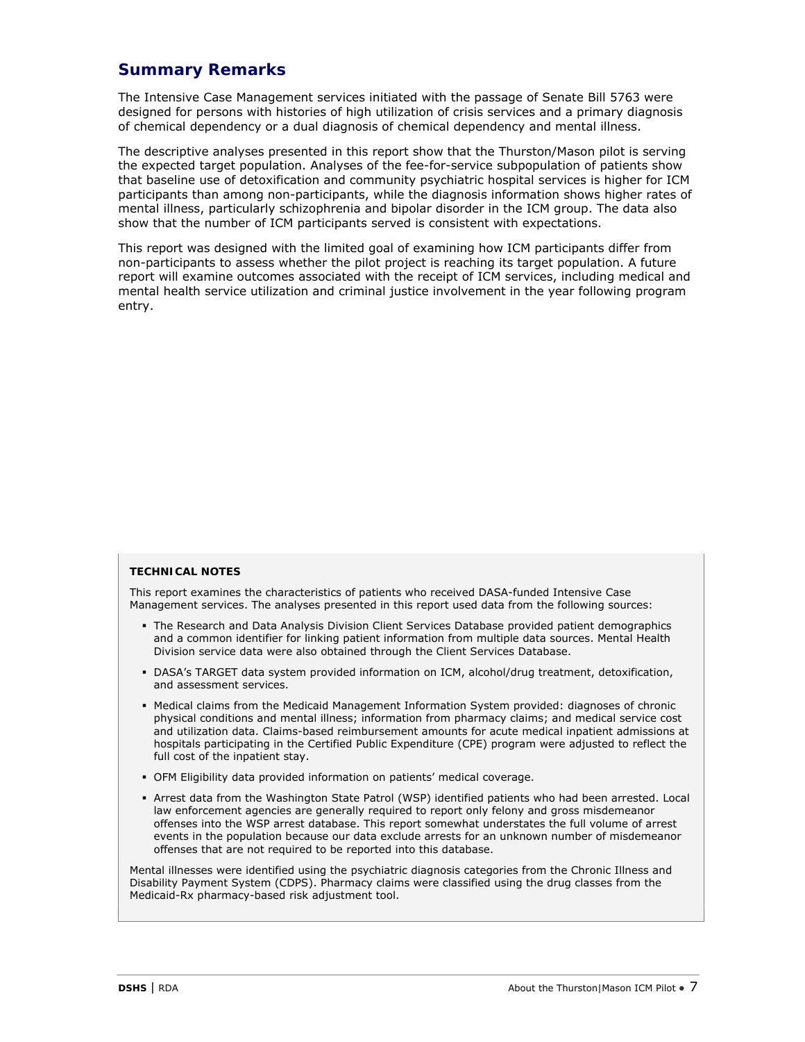## Summary Remarks

The Intensive Case Management services initiated with the passage of Senate Bill 5763 were designed for persons with histories of high utilization of crisis services and a primary diagnosis of chemical dependency or a dual diagnosis of chemical dependency and mental illness.

The descriptive analyses presented in this report show that the Thurston/Mason pilot is serving the expected target population. Analyses of the fee-for-service subpopulation of patients show that baseline use of detoxification and community psychiatric hospital services is higher for ICM participants than among non-participants, while the diagnosis information shows higher rates of mental illness, particularly schizophrenia and bipolar disorder in the ICM group. The data also show that the number of ICM participants served is consistent with expectations.

This report was designed with the limited goal of examining how ICM participants differ from non-participants to assess whether the pilot project is reaching its target population. A future report will examine outcomes associated with the receipt of ICM services, including medical and mental health service utilization and criminal justice involvement in the year following program entry.

**TECHNICAL NOTES**

This report examines the characteristics of patients who received DASA-funded Intensive Case Management services. The analyses presented in this report used data from the following sources:

- The Research and Data Analysis Division Client Services Database provided patient demographics and a common identifier for linking patient information from multiple data sources. Mental Health Division service data were also obtained through the Client Services Database.
- DASA's TARGET data system provided information on ICM, alcohol/drug treatment, detoxification, and assessment services.
- Medical claims from the Medicaid Management Information System provided: diagnoses of chronic physical conditions and mental illness; information from pharmacy claims; and medical service cost and utilization data. Claims-based reimbursement amounts for acute medical inpatient admissions at hospitals participating in the Certified Public Expenditure (CPE) program were adjusted to reflect the full cost of the inpatient stay.
- OFM Eligibility data provided information on patients' medical coverage.
- Arrest data from the Washington State Patrol (WSP) identified patients who had been arrested. Local law enforcement agencies are generally required to report only felony and gross misdemeanor offenses into the WSP arrest database. This report somewhat understates the full volume of arrest events in the population because our data exclude arrests for an unknown number of misdemeanor offenses that are not required to be reported into this database.

Mental illnesses were identified using the psychiatric diagnosis categories from the Chronic Illness and Disability Payment System (CDPS). Pharmacy claims were classified using the drug classes from the Medicaid-Rx pharmacy-based risk adjustment tool.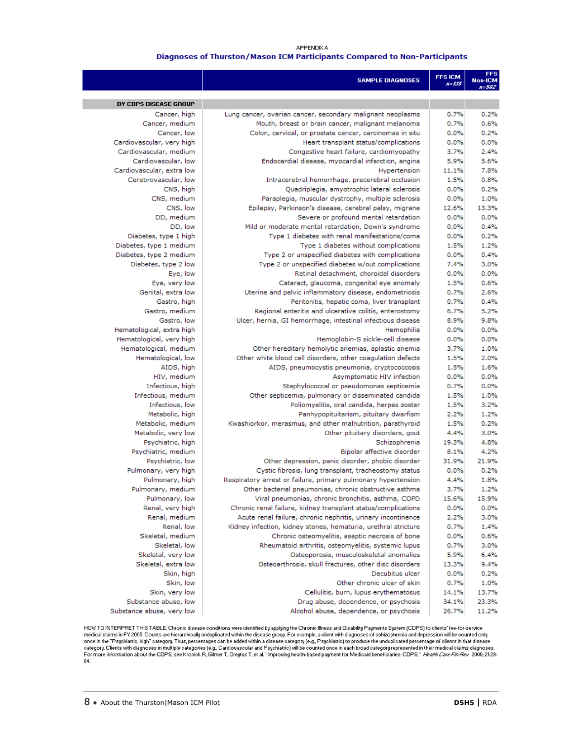APPENDIX A

## Diagnoses of Thurston/Mason ICM Participants Compared to Non-Participants

| | SAMPLE DIAGNOSES | FFS ICM n=135 | FFS Non-ICM n=562 |
|---|---|---|---|
| **BY CDPS DISEASE GROUP** | | | |
| Cancer, high | Lung cancer, ovarian cancer, secondary malignant neoplasms | 0.7% | 0.2% |
| Cancer, medium | Mouth, breast or brain cancer, malignant melanoma | 0.7% | 0.6% |
| Cancer, low | Colon, cervical, or prostate cancer, carcinomas in situ | 0.0% | 0.2% |
| Cardiovascular, very high | Heart transplant status/complications | 0.0% | 0.0% |
| Cardiovascular, medium | Congestive heart failure, cardiomyopathy | 3.7% | 2.4% |
| Cardiovascular, low | Endocardial disease, myocardial infarction, angina | 5.9% | 5.6% |
| Cardiovascular, extra low | Hypertension | 11.1% | 7.8% |
| Cerebrovascular, low | Intracerebral hemorrhage, precerebral occlusion | 1.5% | 0.8% |
| CNS, high | Quadriplegia, amyotrophic lateral sclerosis | 0.0% | 0.2% |
| CNS, medium | Paraplegia, muscular dystrophy, multiple sclerosis | 0.0% | 1.0% |
| CNS, low | Epilepsy, Parkinson's disease, cerebral palsy, migrane | 12.6% | 13.3% |
| DD, medium | Severe or profound mental retardation | 0.0% | 0.0% |
| DD, low | Mild or moderate mental retardation, Down's syndrome | 0.0% | 0.4% |
| Diabetes, type 1 high | Type 1 diabetes with renal manifestations/coma | 0.0% | 0.2% |
| Diabetes, type 1 medium | Type 1 diabetes without complications | 1.5% | 1.2% |
| Diabetes, type 2 medium | Type 2 or unspecified diabetes with complications | 0.0% | 0.4% |
| Diabetes, type 2 low | Type 2 or unspecified diabetes w/out complications | 7.4% | 3.0% |
| Eye, low | Retinal detachment, choroidal disorders | 0.0% | 0.0% |
| Eye, very low | Cataract, glaucoma, congenital eye anomaly | 1.5% | 0.6% |
| Genital, extra low | Uterine and pelvic inflammatory disease, endometriosis | 0.7% | 2.6% |
| Gastro, high | Peritonitis, hepatic coma, liver transplant | 0.7% | 0.4% |
| Gastro, medium | Regional enteritis and ulcerative colitis, enterostomy | 6.7% | 5.2% |
| Gastro, low | Ulcer, hernia, GI hemorrhage, intestinal infectious disease | 8.9% | 9.8% |
| Hematological, extra high | Hemophilia | 0.0% | 0.0% |
| Hematological, very high | Hemoglobin-S sickle-cell disease | 0.0% | 0.0% |
| Hematological, medium | Other hereditary hemolytic anemias, aplastic anemia | 3.7% | 1.0% |
| Hematological, low | Other white blood cell disorders, other coagulation defects | 1.5% | 2.0% |
| AIDS, high | AIDS, pneumocystis pneumonia, cryptococcosis | 1.5% | 1.6% |
| HIV, medium | Asymptomatic HIV infection | 0.0% | 0.0% |
| Infectious, high | Staphylococcal or pseudomonas septicemia | 0.7% | 0.0% |
| Infectious, medium | Other septicemia, pulmonary or disseminated candida | 1.5% | 1.0% |
| Infectious, low | Poliomyelitis, oral candida, herpes zoster | 1.5% | 3.2% |
| Metabolic, high | Panhypopituitarism, pituitary dwarfism | 2.2% | 1.2% |
| Metabolic, medium | Kwashiorkor, merasmus, and other malnutrition, parathyroid | 1.5% | 0.2% |
| Metabolic, very low | Other pituitary disorders, gout | 4.4% | 3.0% |
| Psychiatric, high | Schizophrenia | 19.3% | 4.8% |
| Psychiatric, medium | Bipolar affective disorder | 8.1% | 4.2% |
| Psychiatric, low | Other depression, panic disorder, phobic disorder | 31.9% | 21.9% |
| Pulmonary, very high | Cystic fibrosis, lung transplant, tracheostomy status | 0.0% | 0.2% |
| Pulmonary, high | Respiratory arrest or failure, primary pulmonary hypertension | 4.4% | 1.8% |
| Pulmonary, medium | Other bacterial pneumonias, chronic obstructive asthma | 3.7% | 1.2% |
| Pulmonary, low | Viral pneumonias, chronic bronchitis, asthma, COPD | 15.6% | 15.9% |
| Renal, very high | Chronic renal failure, kidney transplant status/complications | 0.0% | 0.0% |
| Renal, medium | Acute renal failure, chronic nephritis, urinary incontinence | 2.2% | 3.0% |
| Renal, low | Kidney infection, kidney stones, hematuria, urethral stricture | 0.7% | 1.4% |
| Skeletal, medium | Chronic osteomyelitis, aseptic necrosis of bone | 0.0% | 0.6% |
| Skeletal, low | Rheumatoid arthritis, osteomyelitis, systemic lupus | 0.7% | 3.0% |
| Skeletal, very low | Osteoporosis, musculoskeletal anomalies | 5.9% | 6.4% |
| Skeletal, extra low | Osteoarthrosis, skull fractures, other disc disorders | 13.3% | 9.4% |
| Skin, high | Decubitus ulcer | 0.0% | 0.2% |
| Skin, low | Other chronic ulcer of skin | 0.7% | 1.0% |
| Skin, very low | Cellulitis, burn, lupus erythematosus | 14.1% | 13.7% |
| Substance abuse, low | Drug abuse, dependence, or psychosis | 34.1% | 23.3% |
| Substance abuse, very low | Alcohol abuse, dependence, or psychosis | 26.7% | 11.2% |

HOW TO INTERPRET THIS TABLE: Chronic disease conditions were identified by applying the Chronic Illness and Disability Payments System (CDPS) to clients' fee-for-service medical claims in FY 2005. Counts are hierarchically unduplicated within the disease group. For example, a client with diagnoses of schizophrenia and depression will be counted only once in the "Psychiatric, high" category. Thus, percentages can be added within a disease category (e.g., Psychiatric) to produce the unduplicated percentage of clients in that disease category. Clients with diagnoses in multiple categories (e.g., Cardiovascular and Psychiatric) will be counted once in each broad category represented in their medical claims diagnoses. For more information about the CDPS, see Kronick R, Gilmer T, Dreyfus T, et al. "Improving health-based payment for Medicaid beneficiaries: CDPS," *Health Care Fin Rev* 2000; 21:29-64.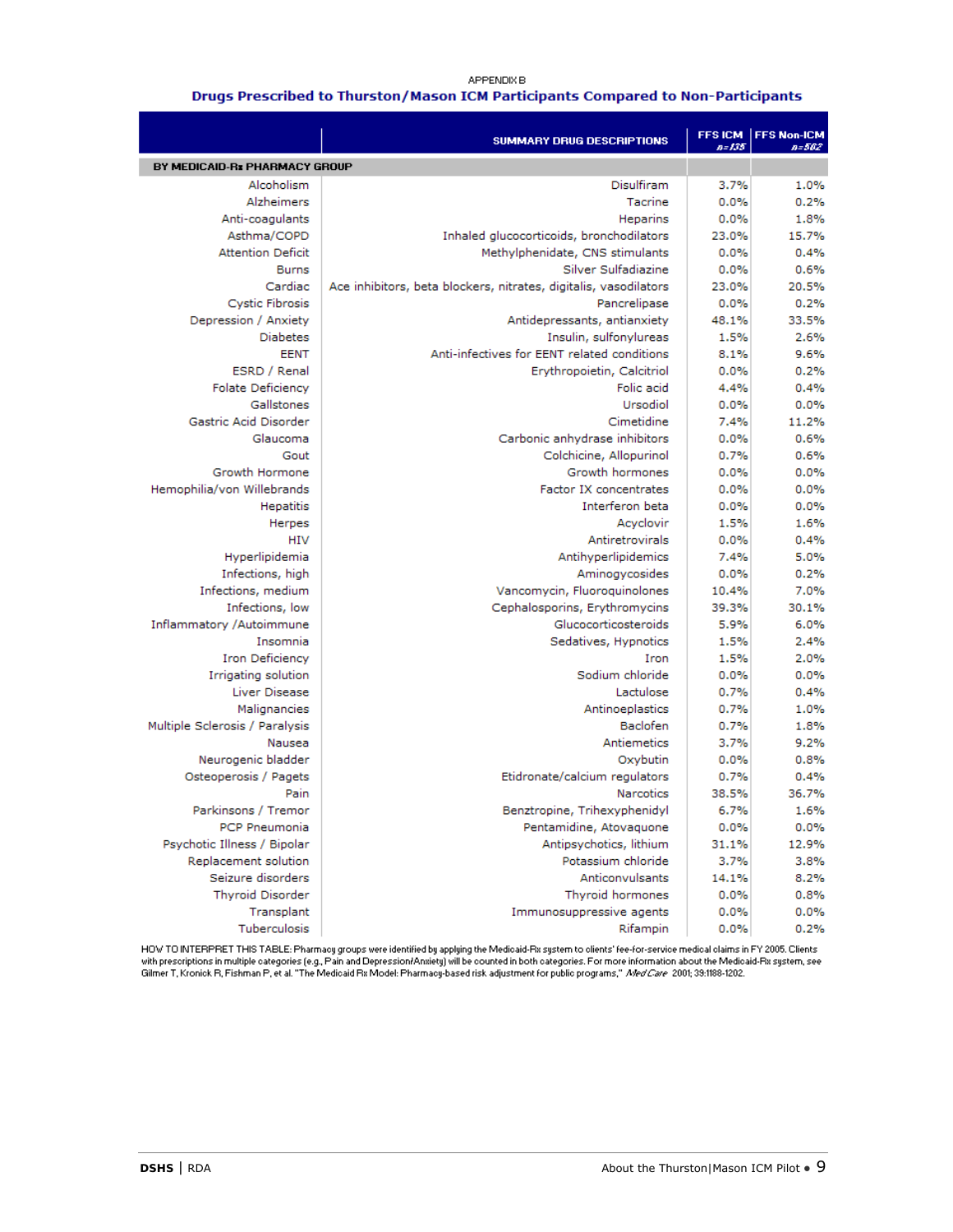APPENDIX B

## Drugs Prescribed to Thurston/Mason ICM Participants Compared to Non-Participants

| | SUMMARY DRUG DESCRIPTIONS | FFS ICM n=135 | FFS Non-ICM n=562 |
|---|---|---|---|
| **BY MEDICAID-Rx PHARMACY GROUP** | | | |
| Alcoholism | Disulfiram | 3.7% | 1.0% |
| Alzheimers | Tacrine | 0.0% | 0.2% |
| Anti-coagulants | Heparins | 0.0% | 1.8% |
| Asthma/COPD | Inhaled glucocorticoids, bronchodilators | 23.0% | 15.7% |
| Attention Deficit | Methylphenidate, CNS stimulants | 0.0% | 0.4% |
| Burns | Silver Sulfadiazine | 0.0% | 0.6% |
| Cardiac | Ace inhibitors, beta blockers, nitrates, digitalis, vasodilators | 23.0% | 20.5% |
| Cystic Fibrosis | Pancrelipase | 0.0% | 0.2% |
| Depression / Anxiety | Antidepressants, antianxiety | 48.1% | 33.5% |
| Diabetes | Insulin, sulfonylureas | 1.5% | 2.6% |
| EENT | Anti-infectives for EENT related conditions | 8.1% | 9.6% |
| ESRD / Renal | Erythropoietin, Calcitriol | 0.0% | 0.2% |
| Folate Deficiency | Folic acid | 4.4% | 0.4% |
| Gallstones | Ursodiol | 0.0% | 0.0% |
| Gastric Acid Disorder | Cimetidine | 7.4% | 11.2% |
| Glaucoma | Carbonic anhydrase inhibitors | 0.0% | 0.6% |
| Gout | Colchicine, Allopurinol | 0.7% | 0.6% |
| Growth Hormone | Growth hormones | 0.0% | 0.0% |
| Hemophilia/von Willebrands | Factor IX concentrates | 0.0% | 0.0% |
| Hepatitis | Interferon beta | 0.0% | 0.0% |
| Herpes | Acyclovir | 1.5% | 1.6% |
| HIV | Antiretrovirals | 0.0% | 0.4% |
| Hyperlipidemia | Antihyperlipidemics | 7.4% | 5.0% |
| Infections, high | Aminogycosides | 0.0% | 0.2% |
| Infections, medium | Vancomycin, Fluoroquinolones | 10.4% | 7.0% |
| Infections, low | Cephalosporins, Erythromycins | 39.3% | 30.1% |
| Inflammatory /Autoimmune | Glucocorticosteroids | 5.9% | 6.0% |
| Insomnia | Sedatives, Hypnotics | 1.5% | 2.4% |
| Iron Deficiency | Iron | 1.5% | 2.0% |
| Irrigating solution | Sodium chloride | 0.0% | 0.0% |
| Liver Disease | Lactulose | 0.7% | 0.4% |
| Malignancies | Antinoeplastics | 0.7% | 1.0% |
| Multiple Sclerosis / Paralysis | Baclofen | 0.7% | 1.8% |
| Nausea | Antiemetics | 3.7% | 9.2% |
| Neurogenic bladder | Oxybutin | 0.0% | 0.8% |
| Osteoperosis / Pagets | Etidronate/calcium regulators | 0.7% | 0.4% |
| Pain | Narcotics | 38.5% | 36.7% |
| Parkinsons / Tremor | Benztropine, Trihexyphenidyl | 6.7% | 1.6% |
| PCP Pneumonia | Pentamidine, Atovaquone | 0.0% | 0.0% |
| Psychotic Illness / Bipolar | Antipsychotics, lithium | 31.1% | 12.9% |
| Replacement solution | Potassium chloride | 3.7% | 3.8% |
| Seizure disorders | Anticonvulsants | 14.1% | 8.2% |
| Thyroid Disorder | Thyroid hormones | 0.0% | 0.8% |
| Transplant | Immunosuppressive agents | 0.0% | 0.0% |
| Tuberculosis | Rifampin | 0.0% | 0.2% |

HOW TO INTERPRET THIS TABLE: Pharmacy groups were identified by applying the Medicaid-Rx system to clients' fee-for-service medical claims in FY 2005. Clients with prescriptions in multiple categories (e.g., Pain and Depression/Anxiety) will be counted in both categories. For more information about the Medicaid-Rx system, see Gilmer T, Kronick R, Fishman P, et al. "The Medicaid Rx Model: Pharmacy-based risk adjustment for public programs," *Med Care* 2001; 39:1188-1202.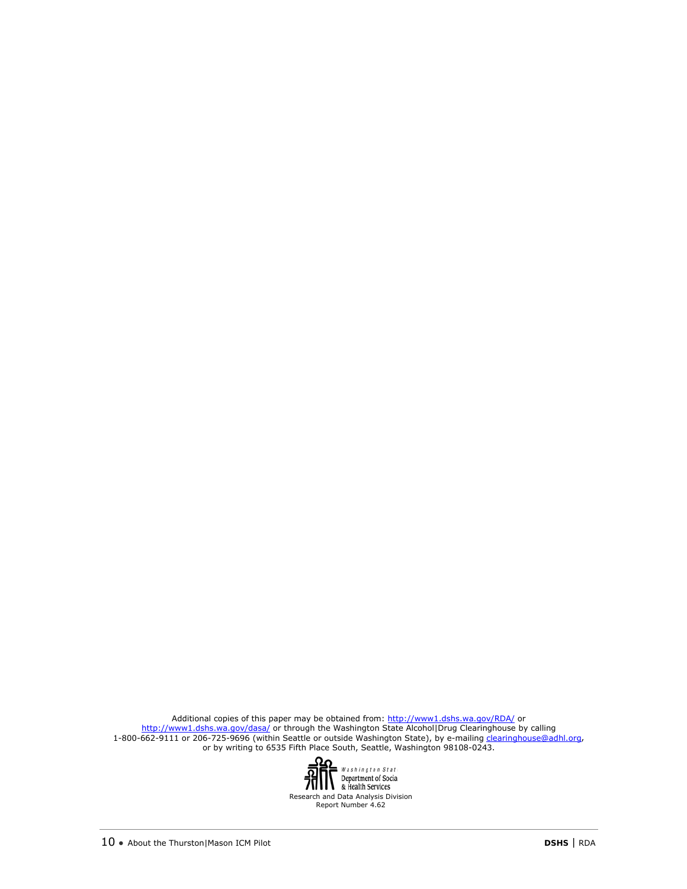Additional copies of this paper may be obtained from: http://www1.dshs.wa.gov/RDA/ or http://www1.dshs.wa.gov/dasa/ or through the Washington State Alcohol|Drug Clearinghouse by calling 1-800-662-9111 or 206-725-9696 (within Seattle or outside Washington State), by e-mailing clearinghouse@adhl.org, or by writing to 6535 Fifth Place South, Seattle, Washington 98108-0243.

Washington State Department of Social & Health Services

Research and Data Analysis Division

Report Number 4.62